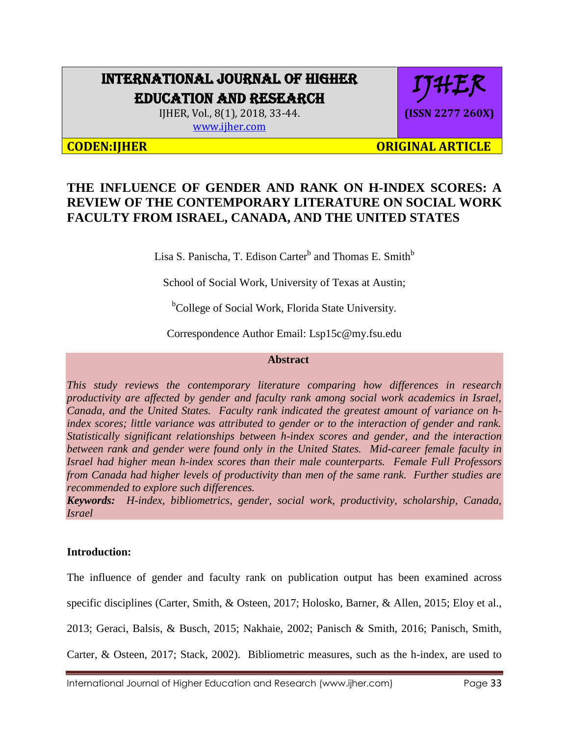# THE INFLUENCE OF GENDER AND RANK ON H-INDEX SCORES: A REVIEW OF THE CONTEMPORARY LITERATURE ON SOCIAL WORK FACULTY FROM ISRAEL, CANADA, AND THE UNITED STATES

Lisa S. Panischa, T. Edison Carter[b] and Thomas E. Smith[b]

School of Social Work, University of Texas at Austin;

[b]College of Social Work, Florida State University.

Correspondence Author Email: Lsp15c@my.fsu.edu

## Abstract

*This study reviews the contemporary literature comparing how differences in research productivity are affected by gender and faculty rank among social work academics in Israel, Canada, and the United States. Faculty rank indicated the greatest amount of variance on h-index scores; little variance was attributed to gender or to the interaction of gender and rank. Statistically significant relationships between h-index scores and gender, and the interaction between rank and gender were found only in the United States. Mid-career female faculty in Israel had higher mean h-index scores than their male counterparts. Female Full Professors from Canada had higher levels of productivity than men of the same rank. Further studies are recommended to explore such differences.*

***Keywords:*** *H-index, bibliometrics, gender, social work, productivity, scholarship, Canada, Israel*

## Introduction:

The influence of gender and faculty rank on publication output has been examined across specific disciplines (Carter, Smith, & Osteen, 2017; Holosko, Barner, & Allen, 2015; Eloy et al., 2013; Geraci, Balsis, & Busch, 2015; Nakhaie, 2002; Panisch & Smith, 2016; Panisch, Smith, Carter, & Osteen, 2017; Stack, 2002). Bibliometric measures, such as the h-index, are used to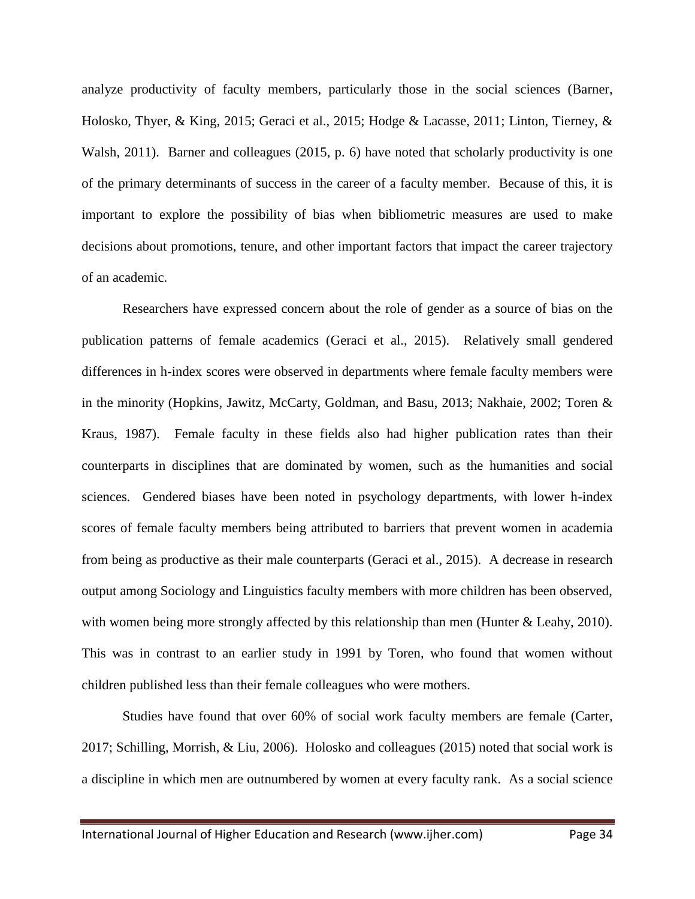analyze productivity of faculty members, particularly those in the social sciences (Barner, Holosko, Thyer, & King, 2015; Geraci et al., 2015; Hodge & Lacasse, 2011; Linton, Tierney, & Walsh, 2011). Barner and colleagues (2015, p. 6) have noted that scholarly productivity is one of the primary determinants of success in the career of a faculty member. Because of this, it is important to explore the possibility of bias when bibliometric measures are used to make decisions about promotions, tenure, and other important factors that impact the career trajectory of an academic.

Researchers have expressed concern about the role of gender as a source of bias on the publication patterns of female academics (Geraci et al., 2015). Relatively small gendered differences in h-index scores were observed in departments where female faculty members were in the minority (Hopkins, Jawitz, McCarty, Goldman, and Basu, 2013; Nakhaie, 2002; Toren & Kraus, 1987). Female faculty in these fields also had higher publication rates than their counterparts in disciplines that are dominated by women, such as the humanities and social sciences. Gendered biases have been noted in psychology departments, with lower h-index scores of female faculty members being attributed to barriers that prevent women in academia from being as productive as their male counterparts (Geraci et al., 2015). A decrease in research output among Sociology and Linguistics faculty members with more children has been observed, with women being more strongly affected by this relationship than men (Hunter & Leahy, 2010). This was in contrast to an earlier study in 1991 by Toren, who found that women without children published less than their female colleagues who were mothers.

Studies have found that over 60% of social work faculty members are female (Carter, 2017; Schilling, Morrish, & Liu, 2006). Holosko and colleagues (2015) noted that social work is a discipline in which men are outnumbered by women at every faculty rank. As a social science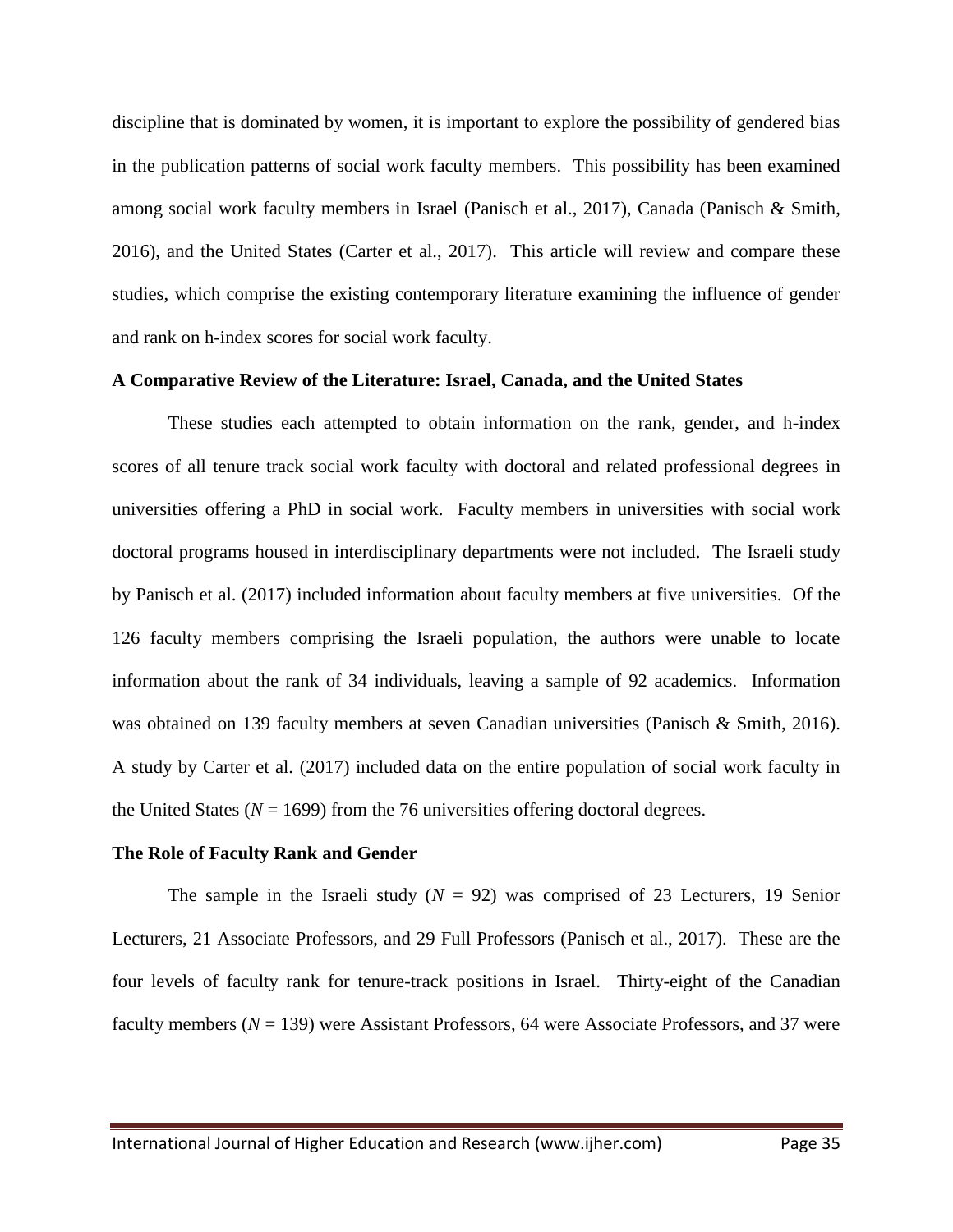discipline that is dominated by women, it is important to explore the possibility of gendered bias in the publication patterns of social work faculty members. This possibility has been examined among social work faculty members in Israel (Panisch et al., 2017), Canada (Panisch & Smith, 2016), and the United States (Carter et al., 2017). This article will review and compare these studies, which comprise the existing contemporary literature examining the influence of gender and rank on h-index scores for social work faculty.

## A Comparative Review of the Literature: Israel, Canada, and the United States

These studies each attempted to obtain information on the rank, gender, and h-index scores of all tenure track social work faculty with doctoral and related professional degrees in universities offering a PhD in social work. Faculty members in universities with social work doctoral programs housed in interdisciplinary departments were not included. The Israeli study by Panisch et al. (2017) included information about faculty members at five universities. Of the 126 faculty members comprising the Israeli population, the authors were unable to locate information about the rank of 34 individuals, leaving a sample of 92 academics. Information was obtained on 139 faculty members at seven Canadian universities (Panisch & Smith, 2016). A study by Carter et al. (2017) included data on the entire population of social work faculty in the United States ($N$ = 1699) from the 76 universities offering doctoral degrees.

## The Role of Faculty Rank and Gender

The sample in the Israeli study ($N$ = 92) was comprised of 23 Lecturers, 19 Senior Lecturers, 21 Associate Professors, and 29 Full Professors (Panisch et al., 2017). These are the four levels of faculty rank for tenure-track positions in Israel. Thirty-eight of the Canadian faculty members ($N$ = 139) were Assistant Professors, 64 were Associate Professors, and 37 were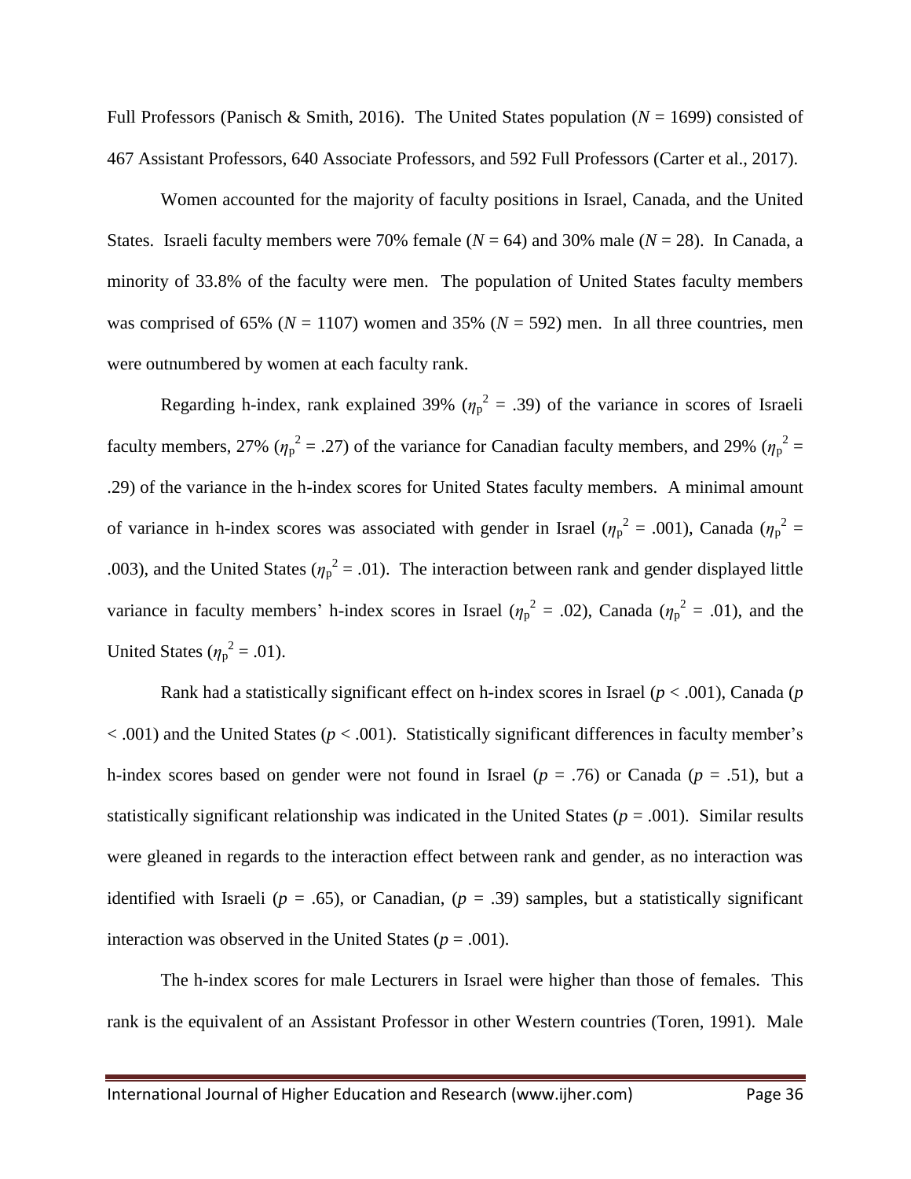Full Professors (Panisch & Smith, 2016). The United States population ($N$ = 1699) consisted of 467 Assistant Professors, 640 Associate Professors, and 592 Full Professors (Carter et al., 2017).

Women accounted for the majority of faculty positions in Israel, Canada, and the United States. Israeli faculty members were 70% female ($N$ = 64) and 30% male ($N$ = 28). In Canada, a minority of 33.8% of the faculty were men. The population of United States faculty members was comprised of 65% ($N$ = 1107) women and 35% ($N$ = 592) men. In all three countries, men were outnumbered by women at each faculty rank.

Regarding h-index, rank explained 39% ($\eta_p^2$ = .39) of the variance in scores of Israeli faculty members, 27% ($\eta_p^2$ = .27) of the variance for Canadian faculty members, and 29% ($\eta_p^2$ = .29) of the variance in the h-index scores for United States faculty members. A minimal amount of variance in h-index scores was associated with gender in Israel ($\eta_p^2$ = .001), Canada ($\eta_p^2$ = .003), and the United States ($\eta_p^2$ = .01). The interaction between rank and gender displayed little variance in faculty members' h-index scores in Israel ($\eta_p^2$ = .02), Canada ($\eta_p^2$ = .01), and the United States ($\eta_p^2$ = .01).

Rank had a statistically significant effect on h-index scores in Israel ($p$ < .001), Canada ($p$ < .001) and the United States ($p$ < .001). Statistically significant differences in faculty member's h-index scores based on gender were not found in Israel ($p$ = .76) or Canada ($p$ = .51), but a statistically significant relationship was indicated in the United States ($p$ = .001). Similar results were gleaned in regards to the interaction effect between rank and gender, as no interaction was identified with Israeli ($p$ = .65), or Canadian, ($p$ = .39) samples, but a statistically significant interaction was observed in the United States ($p$ = .001).

The h-index scores for male Lecturers in Israel were higher than those of females. This rank is the equivalent of an Assistant Professor in other Western countries (Toren, 1991). Male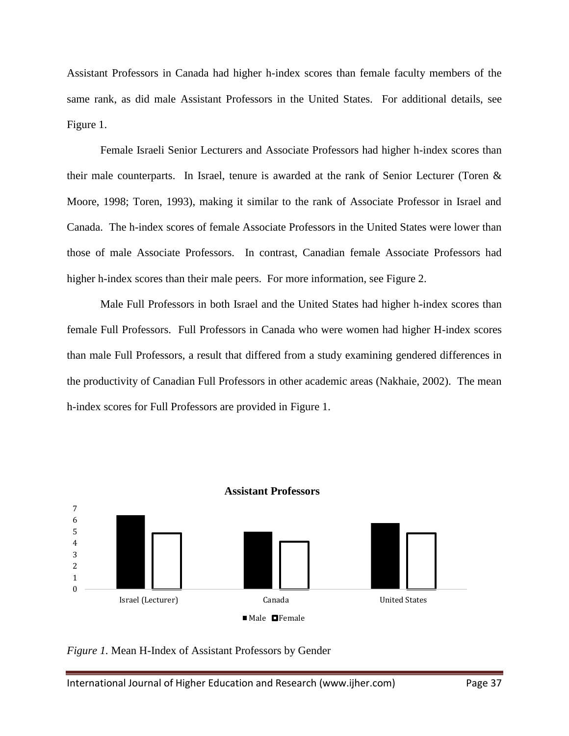Assistant Professors in Canada had higher h-index scores than female faculty members of the same rank, as did male Assistant Professors in the United States. For additional details, see Figure 1.

Female Israeli Senior Lecturers and Associate Professors had higher h-index scores than their male counterparts. In Israel, tenure is awarded at the rank of Senior Lecturer (Toren & Moore, 1998; Toren, 1993), making it similar to the rank of Associate Professor in Israel and Canada. The h-index scores of female Associate Professors in the United States were lower than those of male Associate Professors. In contrast, Canadian female Associate Professors had higher h-index scores than their male peers. For more information, see Figure 2.

Male Full Professors in both Israel and the United States had higher h-index scores than female Full Professors. Full Professors in Canada who were women had higher H-index scores than male Full Professors, a result that differed from a study examining gendered differences in the productivity of Canadian Full Professors in other academic areas (Nakhaie, 2002). The mean h-index scores for Full Professors are provided in Figure 1.

**Assistant Professors**

*Figure 1.* Mean H-Index of Assistant Professors by Gender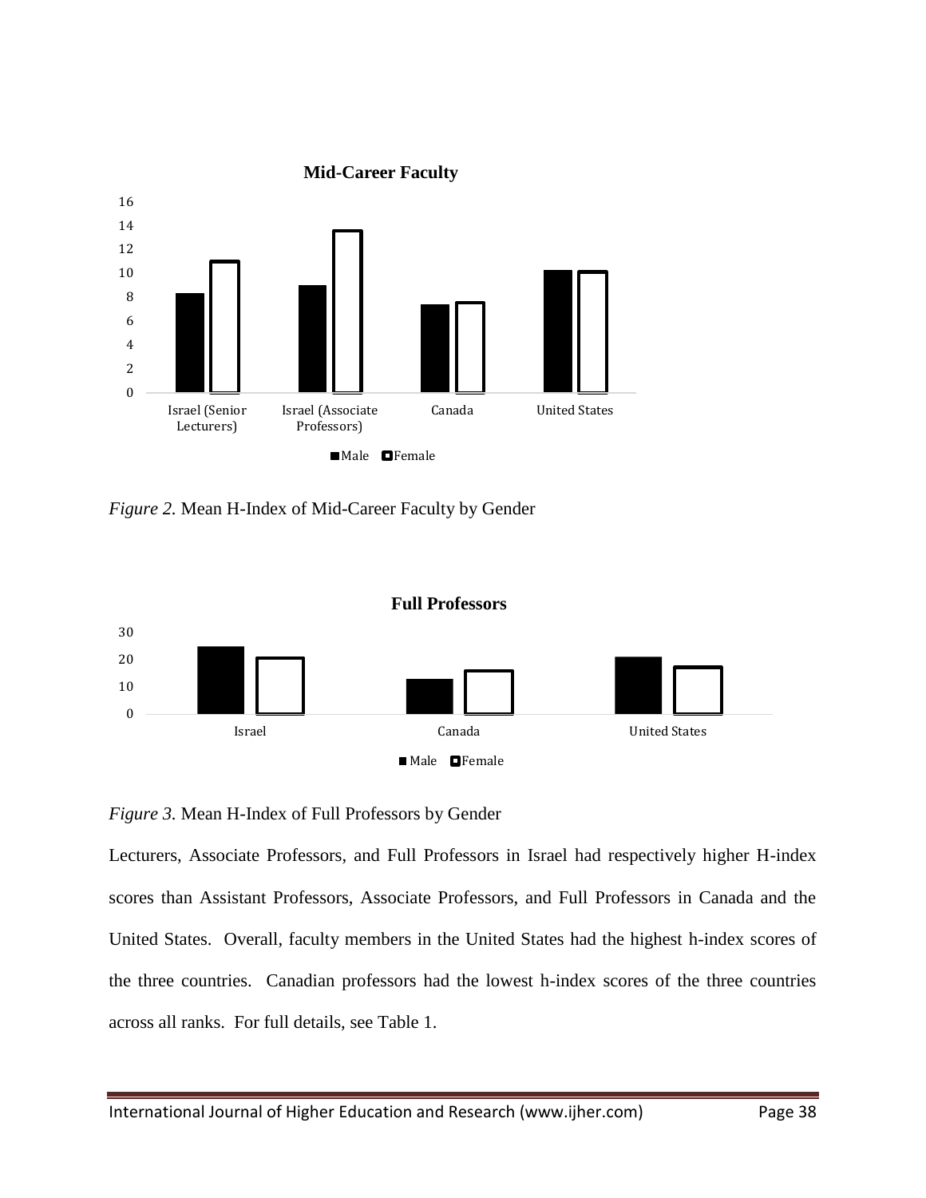*Figure 2.* Mean H-Index of Mid-Career Faculty by Gender

*Figure 3.* Mean H-Index of Full Professors by Gender

Lecturers, Associate Professors, and Full Professors in Israel had respectively higher H-index scores than Assistant Professors, Associate Professors, and Full Professors in Canada and the United States. Overall, faculty members in the United States had the highest h-index scores of the three countries. Canadian professors had the lowest h-index scores of the three countries across all ranks. For full details, see Table 1.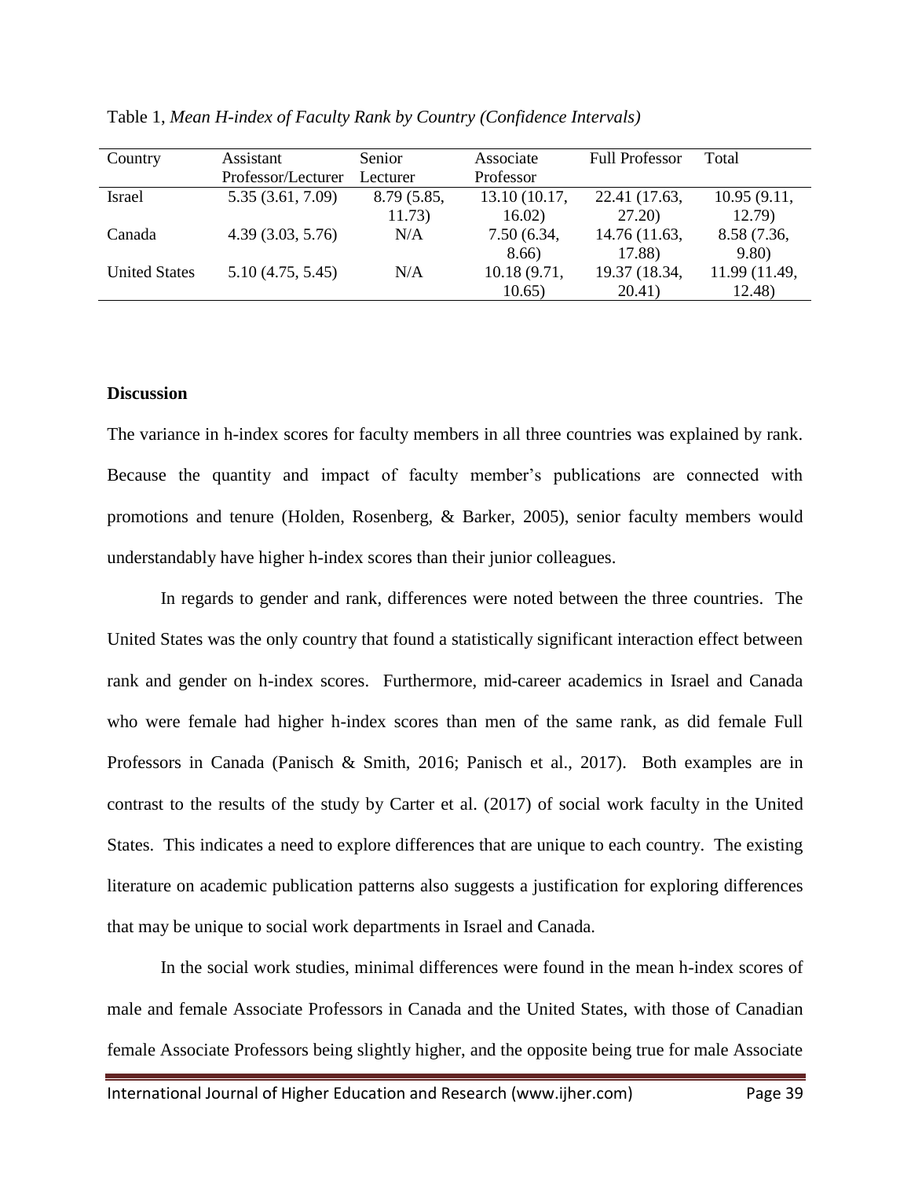Table 1, *Mean H-index of Faculty Rank by Country (Confidence Intervals)*

| Country | Assistant Professor/Lecturer | Senior Lecturer | Associate Professor | Full Professor | Total |
|---|---|---|---|---|---|
| Israel | 5.35 (3.61, 7.09) | 8.79 (5.85, 11.73) | 13.10 (10.17, 16.02) | 22.41 (17.63, 27.20) | 10.95 (9.11, 12.79) |
| Canada | 4.39 (3.03, 5.76) | N/A | 7.50 (6.34, 8.66) | 14.76 (11.63, 17.88) | 8.58 (7.36, 9.80) |
| United States | 5.10 (4.75, 5.45) | N/A | 10.18 (9.71, 10.65) | 19.37 (18.34, 20.41) | 11.99 (11.49, 12.48) |

**Discussion**

The variance in h-index scores for faculty members in all three countries was explained by rank. Because the quantity and impact of faculty member's publications are connected with promotions and tenure (Holden, Rosenberg, & Barker, 2005), senior faculty members would understandably have higher h-index scores than their junior colleagues.

In regards to gender and rank, differences were noted between the three countries. The United States was the only country that found a statistically significant interaction effect between rank and gender on h-index scores. Furthermore, mid-career academics in Israel and Canada who were female had higher h-index scores than men of the same rank, as did female Full Professors in Canada (Panisch & Smith, 2016; Panisch et al., 2017). Both examples are in contrast to the results of the study by Carter et al. (2017) of social work faculty in the United States. This indicates a need to explore differences that are unique to each country. The existing literature on academic publication patterns also suggests a justification for exploring differences that may be unique to social work departments in Israel and Canada.

In the social work studies, minimal differences were found in the mean h-index scores of male and female Associate Professors in Canada and the United States, with those of Canadian female Associate Professors being slightly higher, and the opposite being true for male Associate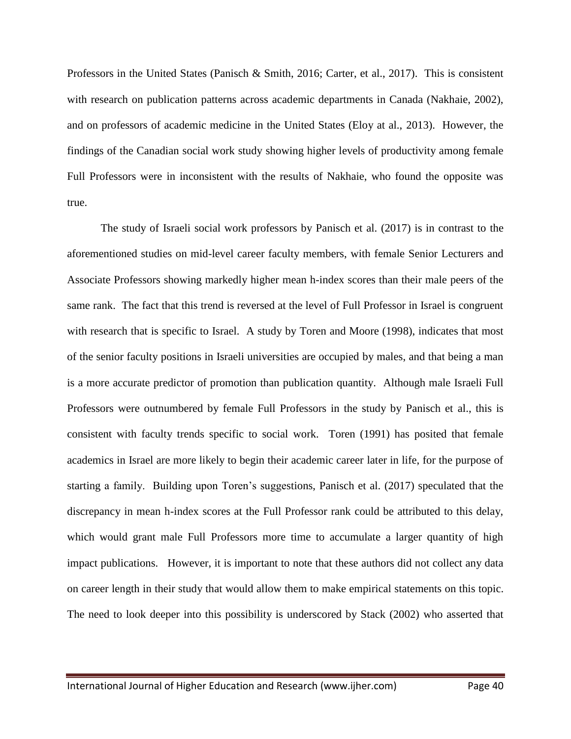Professors in the United States (Panisch & Smith, 2016; Carter, et al., 2017). This is consistent with research on publication patterns across academic departments in Canada (Nakhaie, 2002), and on professors of academic medicine in the United States (Eloy at al., 2013). However, the findings of the Canadian social work study showing higher levels of productivity among female Full Professors were in inconsistent with the results of Nakhaie, who found the opposite was true.

The study of Israeli social work professors by Panisch et al. (2017) is in contrast to the aforementioned studies on mid-level career faculty members, with female Senior Lecturers and Associate Professors showing markedly higher mean h-index scores than their male peers of the same rank. The fact that this trend is reversed at the level of Full Professor in Israel is congruent with research that is specific to Israel. A study by Toren and Moore (1998), indicates that most of the senior faculty positions in Israeli universities are occupied by males, and that being a man is a more accurate predictor of promotion than publication quantity. Although male Israeli Full Professors were outnumbered by female Full Professors in the study by Panisch et al., this is consistent with faculty trends specific to social work. Toren (1991) has posited that female academics in Israel are more likely to begin their academic career later in life, for the purpose of starting a family. Building upon Toren's suggestions, Panisch et al. (2017) speculated that the discrepancy in mean h-index scores at the Full Professor rank could be attributed to this delay, which would grant male Full Professors more time to accumulate a larger quantity of high impact publications. However, it is important to note that these authors did not collect any data on career length in their study that would allow them to make empirical statements on this topic. The need to look deeper into this possibility is underscored by Stack (2002) who asserted that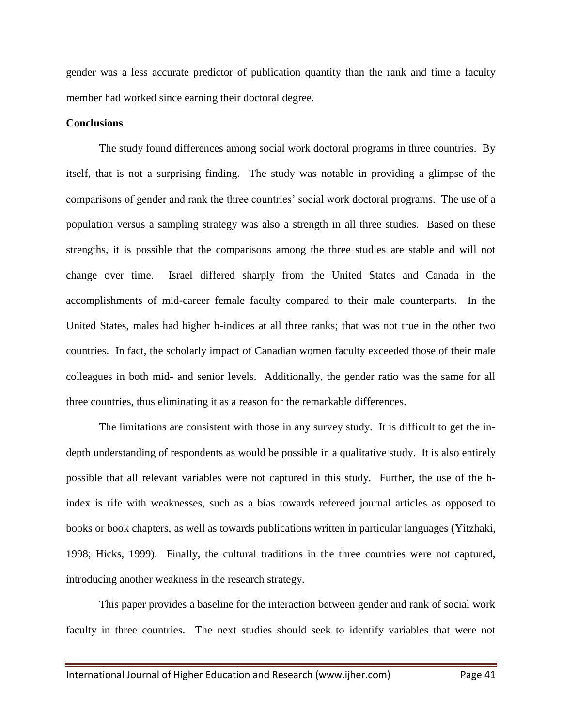gender was a less accurate predictor of publication quantity than the rank and time a faculty member had worked since earning their doctoral degree.

**Conclusions**

The study found differences among social work doctoral programs in three countries. By itself, that is not a surprising finding. The study was notable in providing a glimpse of the comparisons of gender and rank the three countries' social work doctoral programs. The use of a population versus a sampling strategy was also a strength in all three studies. Based on these strengths, it is possible that the comparisons among the three studies are stable and will not change over time. Israel differed sharply from the United States and Canada in the accomplishments of mid-career female faculty compared to their male counterparts. In the United States, males had higher h-indices at all three ranks; that was not true in the other two countries. In fact, the scholarly impact of Canadian women faculty exceeded those of their male colleagues in both mid- and senior levels. Additionally, the gender ratio was the same for all three countries, thus eliminating it as a reason for the remarkable differences.

The limitations are consistent with those in any survey study. It is difficult to get the in-depth understanding of respondents as would be possible in a qualitative study. It is also entirely possible that all relevant variables were not captured in this study. Further, the use of the h-index is rife with weaknesses, such as a bias towards refereed journal articles as opposed to books or book chapters, as well as towards publications written in particular languages (Yitzhaki, 1998; Hicks, 1999). Finally, the cultural traditions in the three countries were not captured, introducing another weakness in the research strategy.

This paper provides a baseline for the interaction between gender and rank of social work faculty in three countries. The next studies should seek to identify variables that were not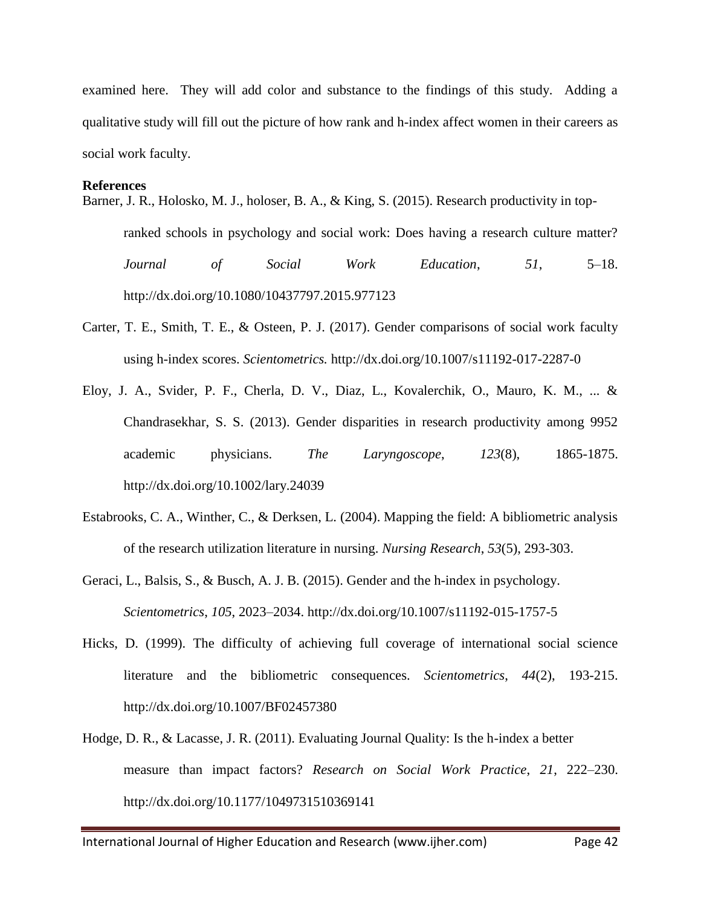examined here. They will add color and substance to the findings of this study. Adding a qualitative study will fill out the picture of how rank and h-index affect women in their careers as social work faculty.

**References**

Barner, J. R., Holosko, M. J., holoser, B. A., & King, S. (2015). Research productivity in top-ranked schools in psychology and social work: Does having a research culture matter? *Journal of Social Work Education*, *51*, 5–18. http://dx.doi.org/10.1080/10437797.2015.977123

Carter, T. E., Smith, T. E., & Osteen, P. J. (2017). Gender comparisons of social work faculty using h-index scores. *Scientometrics.* http://dx.doi.org/10.1007/s11192-017-2287-0

Eloy, J. A., Svider, P. F., Cherla, D. V., Diaz, L., Kovalerchik, O., Mauro, K. M., ... & Chandrasekhar, S. S. (2013). Gender disparities in research productivity among 9952 academic physicians. *The Laryngoscope*, *123*(8), 1865-1875. http://dx.doi.org/10.1002/lary.24039

Estabrooks, C. A., Winther, C., & Derksen, L. (2004). Mapping the field: A bibliometric analysis of the research utilization literature in nursing. *Nursing Research*, *53*(5), 293-303.

Geraci, L., Balsis, S., & Busch, A. J. B. (2015). Gender and the h-index in psychology. *Scientometrics*, *105*, 2023–2034. http://dx.doi.org/10.1007/s11192-015-1757-5

Hicks, D. (1999). The difficulty of achieving full coverage of international social science literature and the bibliometric consequences. *Scientometrics*, *44*(2), 193-215. http://dx.doi.org/10.1007/BF02457380

Hodge, D. R., & Lacasse, J. R. (2011). Evaluating Journal Quality: Is the h-index a better measure than impact factors? *Research on Social Work Practice*, *21*, 222–230. http://dx.doi.org/10.1177/1049731510369141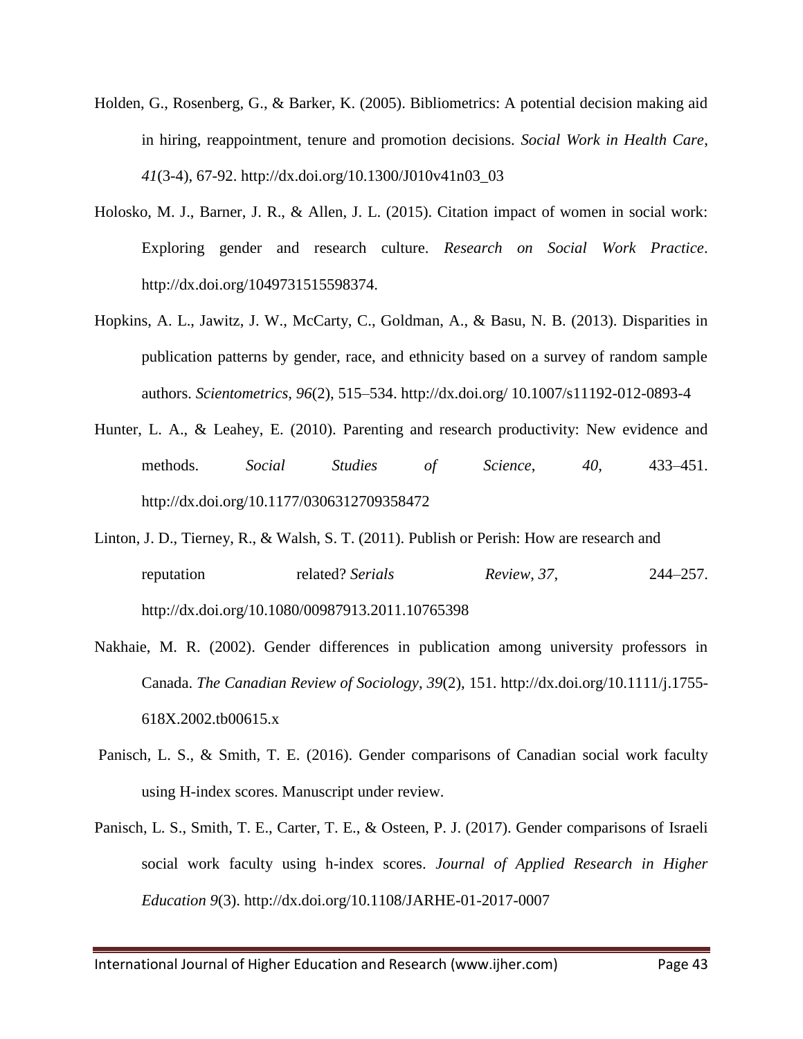Holden, G., Rosenberg, G., & Barker, K. (2005). Bibliometrics: A potential decision making aid in hiring, reappointment, tenure and promotion decisions. *Social Work in Health Care*, *41*(3-4), 67-92. http://dx.doi.org/10.1300/J010v41n03_03

Holosko, M. J., Barner, J. R., & Allen, J. L. (2015). Citation impact of women in social work: Exploring gender and research culture. *Research on Social Work Practice*. http://dx.doi.org/1049731515598374.

Hopkins, A. L., Jawitz, J. W., McCarty, C., Goldman, A., & Basu, N. B. (2013). Disparities in publication patterns by gender, race, and ethnicity based on a survey of random sample authors. *Scientometrics, 96*(2), 515–534. http://dx.doi.org/ 10.1007/s11192-012-0893-4

Hunter, L. A., & Leahey, E. (2010). Parenting and research productivity: New evidence and methods. *Social Studies of Science*, *40*, 433–451. http://dx.doi.org/10.1177/0306312709358472

Linton, J. D., Tierney, R., & Walsh, S. T. (2011). Publish or Perish: How are research and reputation related? *Serials Review*, *37*, 244–257. http://dx.doi.org/10.1080/00987913.2011.10765398

Nakhaie, M. R. (2002). Gender differences in publication among university professors in Canada. *The Canadian Review of Sociology*, *39*(2), 151. http://dx.doi.org/10.1111/j.1755-618X.2002.tb00615.x

Panisch, L. S., & Smith, T. E. (2016). Gender comparisons of Canadian social work faculty using H-index scores. Manuscript under review.

Panisch, L. S., Smith, T. E., Carter, T. E., & Osteen, P. J. (2017). Gender comparisons of Israeli social work faculty using h-index scores. *Journal of Applied Research in Higher Education 9*(3). http://dx.doi.org/10.1108/JARHE-01-2017-0007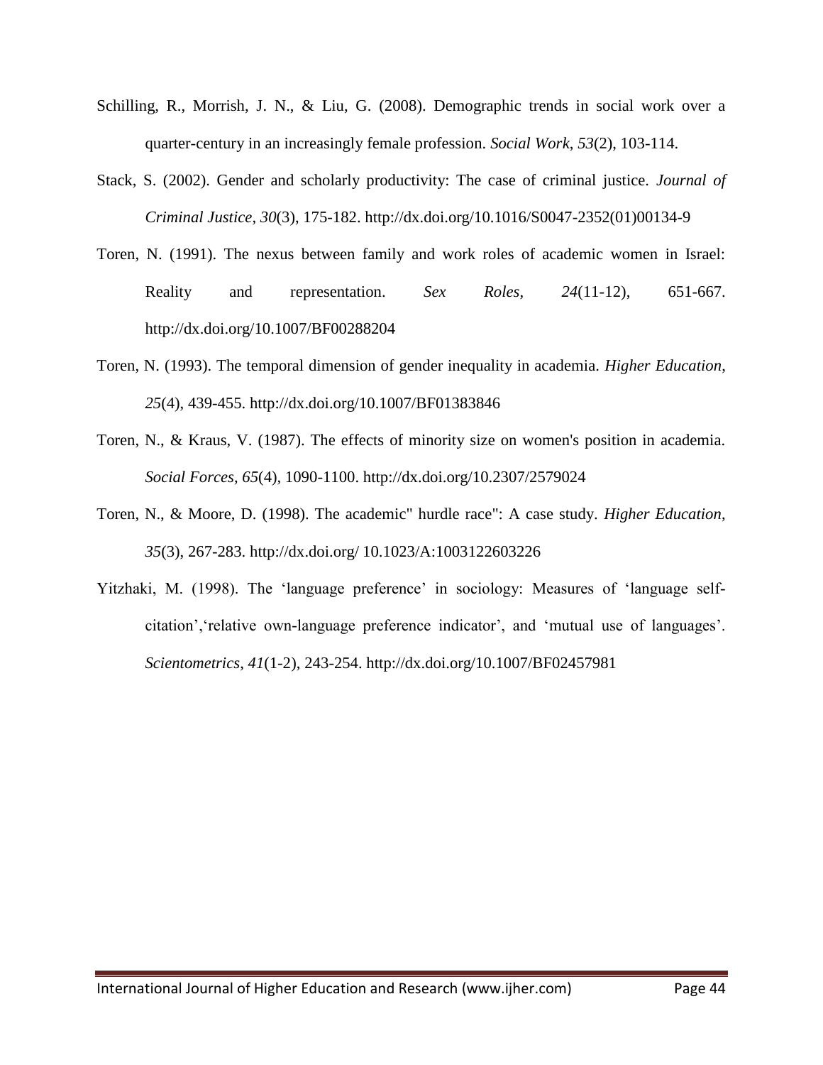Schilling, R., Morrish, J. N., & Liu, G. (2008). Demographic trends in social work over a quarter-century in an increasingly female profession. *Social Work*, *53*(2), 103-114.

Stack, S. (2002). Gender and scholarly productivity: The case of criminal justice. *Journal of Criminal Justice*, *30*(3), 175-182. http://dx.doi.org/10.1016/S0047-2352(01)00134-9

Toren, N. (1991). The nexus between family and work roles of academic women in Israel: Reality and representation. *Sex Roles*, *24*(11-12), 651-667. http://dx.doi.org/10.1007/BF00288204

Toren, N. (1993). The temporal dimension of gender inequality in academia. *Higher Education*, *25*(4), 439-455. http://dx.doi.org/10.1007/BF01383846

Toren, N., & Kraus, V. (1987). The effects of minority size on women's position in academia. *Social Forces*, *65*(4), 1090-1100. http://dx.doi.org/10.2307/2579024

Toren, N., & Moore, D. (1998). The academic" hurdle race": A case study. *Higher Education*, *35*(3), 267-283. http://dx.doi.org/ 10.1023/A:1003122603226

Yitzhaki, M. (1998). The 'language preference' in sociology: Measures of 'language self-citation','relative own-language preference indicator', and 'mutual use of languages'. *Scientometrics*, *41*(1-2), 243-254. http://dx.doi.org/10.1007/BF02457981